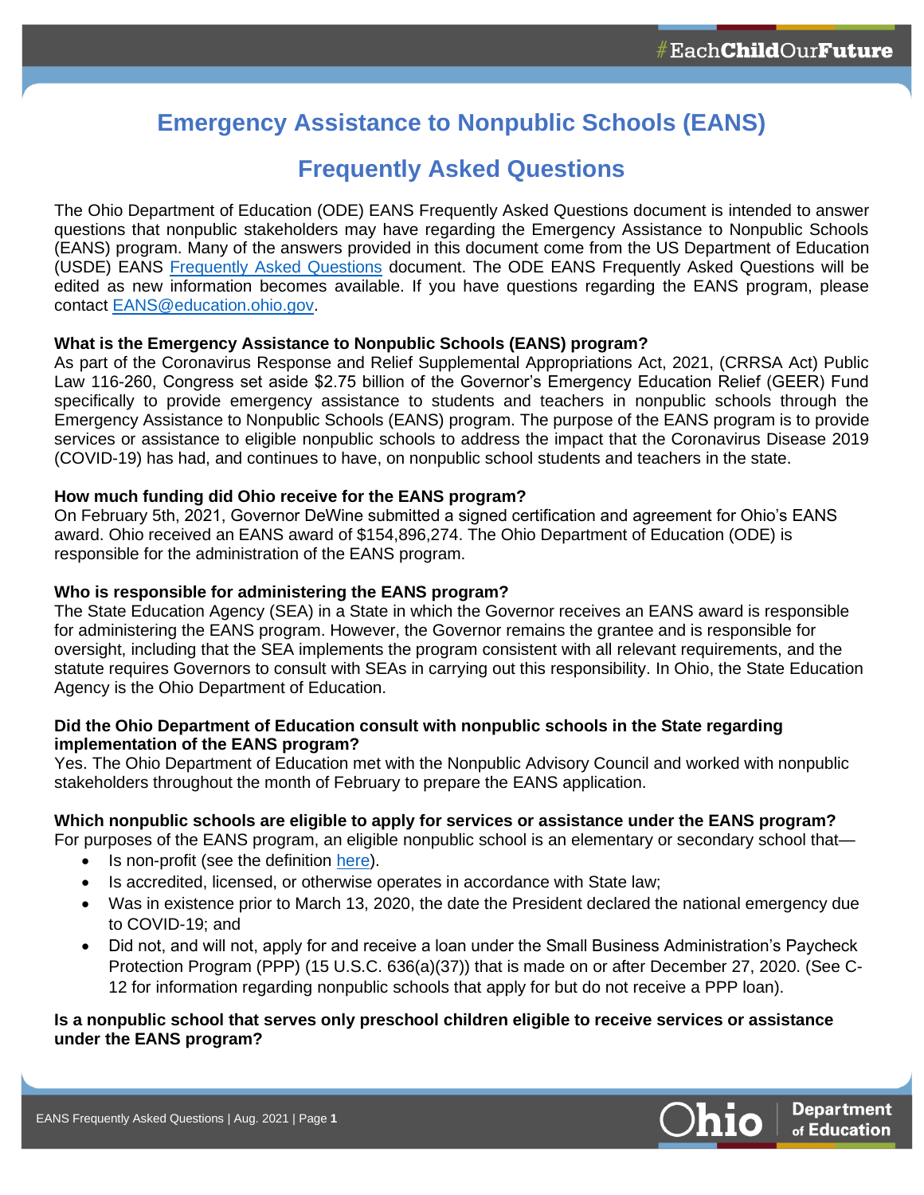# Emergency Assistance to Nonpublic Schools (EANS)

## Frequently Asked Questions

The Ohio Department of Education (ODE) EANS Frequently Asked Questions document is intended to answer questions that nonpublic stakeholders may have regarding the Emergency Assistance to Nonpublic Schools (EANS) program. Many of the answers provided in this document come from the US Department of Education (USDE) EANS Frequently Asked Questions document. The ODE EANS Frequently Asked Questions will be edited as new information becomes available. If you have questions regarding the EANS program, please contact EANS@education.ohio.gov.

**What is the Emergency Assistance to Nonpublic Schools (EANS) program?**
As part of the Coronavirus Response and Relief Supplemental Appropriations Act, 2021, (CRRSA Act) Public Law 116-260, Congress set aside $2.75 billion of the Governor's Emergency Education Relief (GEER) Fund specifically to provide emergency assistance to students and teachers in nonpublic schools through the Emergency Assistance to Nonpublic Schools (EANS) program. The purpose of the EANS program is to provide services or assistance to eligible nonpublic schools to address the impact that the Coronavirus Disease 2019 (COVID-19) has had, and continues to have, on nonpublic school students and teachers in the state.

**How much funding did Ohio receive for the EANS program?**
On February 5th, 2021, Governor DeWine submitted a signed certification and agreement for Ohio's EANS award. Ohio received an EANS award of $154,896,274. The Ohio Department of Education (ODE) is responsible for the administration of the EANS program.

**Who is responsible for administering the EANS program?**
The State Education Agency (SEA) in a State in which the Governor receives an EANS award is responsible for administering the EANS program. However, the Governor remains the grantee and is responsible for oversight, including that the SEA implements the program consistent with all relevant requirements, and the statute requires Governors to consult with SEAs in carrying out this responsibility. In Ohio, the State Education Agency is the Ohio Department of Education.

**Did the Ohio Department of Education consult with nonpublic schools in the State regarding implementation of the EANS program?**
Yes. The Ohio Department of Education met with the Nonpublic Advisory Council and worked with nonpublic stakeholders throughout the month of February to prepare the EANS application.

**Which nonpublic schools are eligible to apply for services or assistance under the EANS program?**
For purposes of the EANS program, an eligible nonpublic school is an elementary or secondary school that—

- Is non-profit (see the definition here).
- Is accredited, licensed, or otherwise operates in accordance with State law;
- Was in existence prior to March 13, 2020, the date the President declared the national emergency due to COVID-19; and
- Did not, and will not, apply for and receive a loan under the Small Business Administration's Paycheck Protection Program (PPP) (15 U.S.C. 636(a)(37)) that is made on or after December 27, 2020. (See C-12 for information regarding nonpublic schools that apply for but do not receive a PPP loan).

**Is a nonpublic school that serves only preschool children eligible to receive services or assistance under the EANS program?**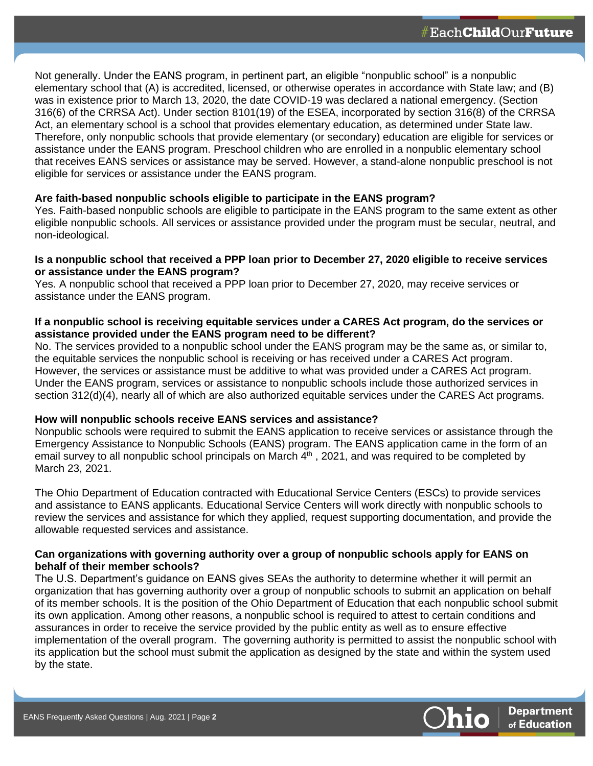Not generally. Under the EANS program, in pertinent part, an eligible "nonpublic school" is a nonpublic elementary school that (A) is accredited, licensed, or otherwise operates in accordance with State law; and (B) was in existence prior to March 13, 2020, the date COVID-19 was declared a national emergency. (Section 316(6) of the CRRSA Act). Under section 8101(19) of the ESEA, incorporated by section 316(8) of the CRRSA Act, an elementary school is a school that provides elementary education, as determined under State law. Therefore, only nonpublic schools that provide elementary (or secondary) education are eligible for services or assistance under the EANS program. Preschool children who are enrolled in a nonpublic elementary school that receives EANS services or assistance may be served. However, a stand-alone nonpublic preschool is not eligible for services or assistance under the EANS program.

**Are faith-based nonpublic schools eligible to participate in the EANS program?**

Yes. Faith-based nonpublic schools are eligible to participate in the EANS program to the same extent as other eligible nonpublic schools. All services or assistance provided under the program must be secular, neutral, and non-ideological.

**Is a nonpublic school that received a PPP loan prior to December 27, 2020 eligible to receive services or assistance under the EANS program?**

Yes. A nonpublic school that received a PPP loan prior to December 27, 2020, may receive services or assistance under the EANS program.

**If a nonpublic school is receiving equitable services under a CARES Act program, do the services or assistance provided under the EANS program need to be different?**

No. The services provided to a nonpublic school under the EANS program may be the same as, or similar to, the equitable services the nonpublic school is receiving or has received under a CARES Act program. However, the services or assistance must be additive to what was provided under a CARES Act program. Under the EANS program, services or assistance to nonpublic schools include those authorized services in section 312(d)(4), nearly all of which are also authorized equitable services under the CARES Act programs.

**How will nonpublic schools receive EANS services and assistance?**

Nonpublic schools were required to submit the EANS application to receive services or assistance through the Emergency Assistance to Nonpublic Schools (EANS) program. The EANS application came in the form of an email survey to all nonpublic school principals on March 4th , 2021, and was required to be completed by March 23, 2021.

The Ohio Department of Education contracted with Educational Service Centers (ESCs) to provide services and assistance to EANS applicants. Educational Service Centers will work directly with nonpublic schools to review the services and assistance for which they applied, request supporting documentation, and provide the allowable requested services and assistance.

**Can organizations with governing authority over a group of nonpublic schools apply for EANS on behalf of their member schools?**

The U.S. Department's guidance on EANS gives SEAs the authority to determine whether it will permit an organization that has governing authority over a group of nonpublic schools to submit an application on behalf of its member schools. It is the position of the Ohio Department of Education that each nonpublic school submit its own application. Among other reasons, a nonpublic school is required to attest to certain conditions and assurances in order to receive the service provided by the public entity as well as to ensure effective implementation of the overall program. The governing authority is permitted to assist the nonpublic school with its application but the school must submit the application as designed by the state and within the system used by the state.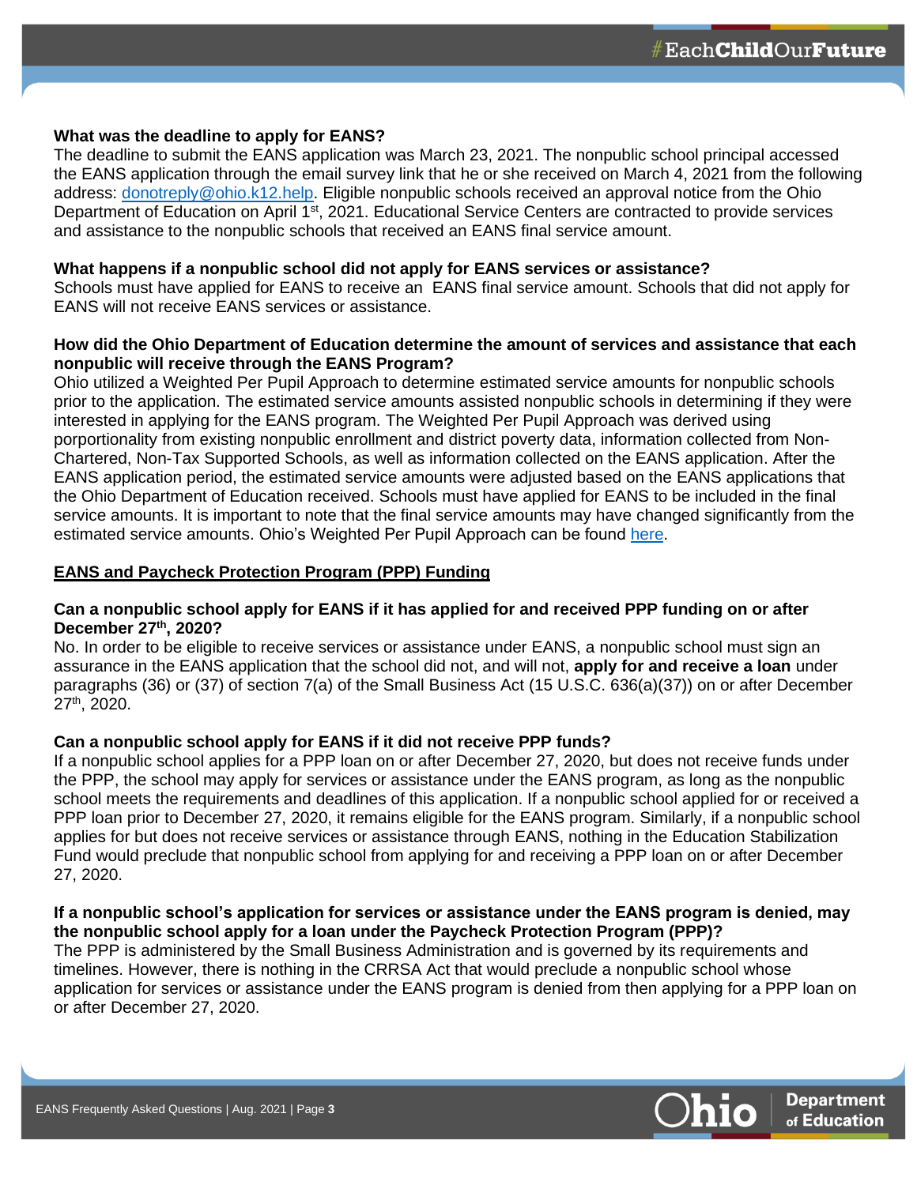### What was the deadline to apply for EANS?

The deadline to submit the EANS application was March 23, 2021. The nonpublic school principal accessed the EANS application through the email survey link that he or she received on March 4, 2021 from the following address: [donotreply@ohio.k12.help](mailto:donotreply@ohio.k12.help). Eligible nonpublic schools received an approval notice from the Ohio Department of Education on April 1st, 2021. Educational Service Centers are contracted to provide services and assistance to the nonpublic schools that received an EANS final service amount.

### What happens if a nonpublic school did not apply for EANS services or assistance?

Schools must have applied for EANS to receive an EANS final service amount. Schools that did not apply for EANS will not receive EANS services or assistance.

### How did the Ohio Department of Education determine the amount of services and assistance that each nonpublic will receive through the EANS Program?

Ohio utilized a Weighted Per Pupil Approach to determine estimated service amounts for nonpublic schools prior to the application. The estimated service amounts assisted nonpublic schools in determining if they were interested in applying for the EANS program. The Weighted Per Pupil Approach was derived using porportionality from existing nonpublic enrollment and district poverty data, information collected from Non-Chartered, Non-Tax Supported Schools, as well as information collected on the EANS application. After the EANS application period, the estimated service amounts were adjusted based on the EANS applications that the Ohio Department of Education received. Schools must have applied for EANS to be included in the final service amounts. It is important to note that the final service amounts may have changed significantly from the estimated service amounts. Ohio's Weighted Per Pupil Approach can be found here.

## EANS and Paycheck Protection Program (PPP) Funding

### Can a nonpublic school apply for EANS if it has applied for and received PPP funding on or after December 27th, 2020?

No. In order to be eligible to receive services or assistance under EANS, a nonpublic school must sign an assurance in the EANS application that the school did not, and will not, **apply for and receive a loan** under paragraphs (36) or (37) of section 7(a) of the Small Business Act (15 U.S.C. 636(a)(37)) on or after December 27th, 2020.

### Can a nonpublic school apply for EANS if it did not receive PPP funds?

If a nonpublic school applies for a PPP loan on or after December 27, 2020, but does not receive funds under the PPP, the school may apply for services or assistance under the EANS program, as long as the nonpublic school meets the requirements and deadlines of this application. If a nonpublic school applied for or received a PPP loan prior to December 27, 2020, it remains eligible for the EANS program. Similarly, if a nonpublic school applies for but does not receive services or assistance through EANS, nothing in the Education Stabilization Fund would preclude that nonpublic school from applying for and receiving a PPP loan on or after December 27, 2020.

### If a nonpublic school's application for services or assistance under the EANS program is denied, may the nonpublic school apply for a loan under the Paycheck Protection Program (PPP)?

The PPP is administered by the Small Business Administration and is governed by its requirements and timelines. However, there is nothing in the CRRSA Act that would preclude a nonpublic school whose application for services or assistance under the EANS program is denied from then applying for a PPP loan on or after December 27, 2020.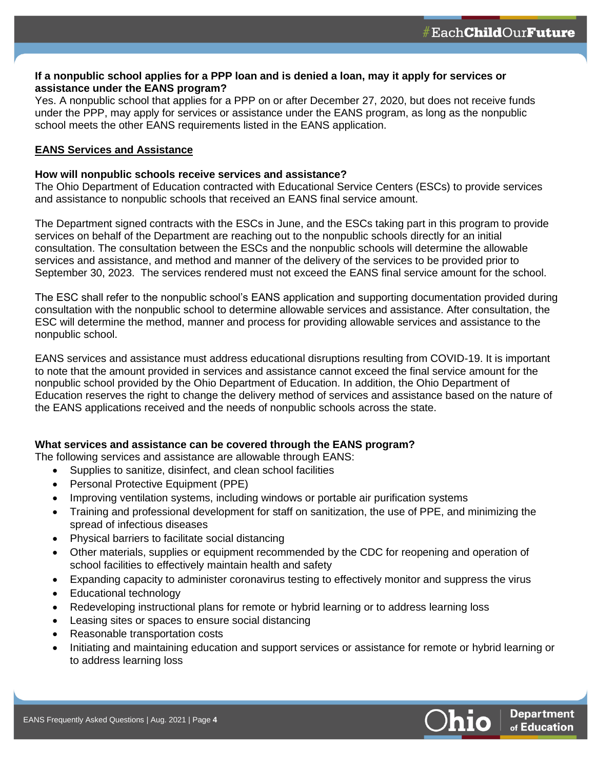**If a nonpublic school applies for a PPP loan and is denied a loan, may it apply for services or assistance under the EANS program?**
Yes. A nonpublic school that applies for a PPP on or after December 27, 2020, but does not receive funds under the PPP, may apply for services or assistance under the EANS program, as long as the nonpublic school meets the other EANS requirements listed in the EANS application.

## EANS Services and Assistance

**How will nonpublic schools receive services and assistance?**
The Ohio Department of Education contracted with Educational Service Centers (ESCs) to provide services and assistance to nonpublic schools that received an EANS final service amount.

The Department signed contracts with the ESCs in June, and the ESCs taking part in this program to provide services on behalf of the Department are reaching out to the nonpublic schools directly for an initial consultation. The consultation between the ESCs and the nonpublic schools will determine the allowable services and assistance, and method and manner of the delivery of the services to be provided prior to September 30, 2023. The services rendered must not exceed the EANS final service amount for the school.

The ESC shall refer to the nonpublic school's EANS application and supporting documentation provided during consultation with the nonpublic school to determine allowable services and assistance. After consultation, the ESC will determine the method, manner and process for providing allowable services and assistance to the nonpublic school.

EANS services and assistance must address educational disruptions resulting from COVID-19. It is important to note that the amount provided in services and assistance cannot exceed the final service amount for the nonpublic school provided by the Ohio Department of Education. In addition, the Ohio Department of Education reserves the right to change the delivery method of services and assistance based on the nature of the EANS applications received and the needs of nonpublic schools across the state.

**What services and assistance can be covered through the EANS program?**
The following services and assistance are allowable through EANS:

- Supplies to sanitize, disinfect, and clean school facilities
- Personal Protective Equipment (PPE)
- Improving ventilation systems, including windows or portable air purification systems
- Training and professional development for staff on sanitization, the use of PPE, and minimizing the spread of infectious diseases
- Physical barriers to facilitate social distancing
- Other materials, supplies or equipment recommended by the CDC for reopening and operation of school facilities to effectively maintain health and safety
- Expanding capacity to administer coronavirus testing to effectively monitor and suppress the virus
- Educational technology
- Redeveloping instructional plans for remote or hybrid learning or to address learning loss
- Leasing sites or spaces to ensure social distancing
- Reasonable transportation costs
- Initiating and maintaining education and support services or assistance for remote or hybrid learning or to address learning loss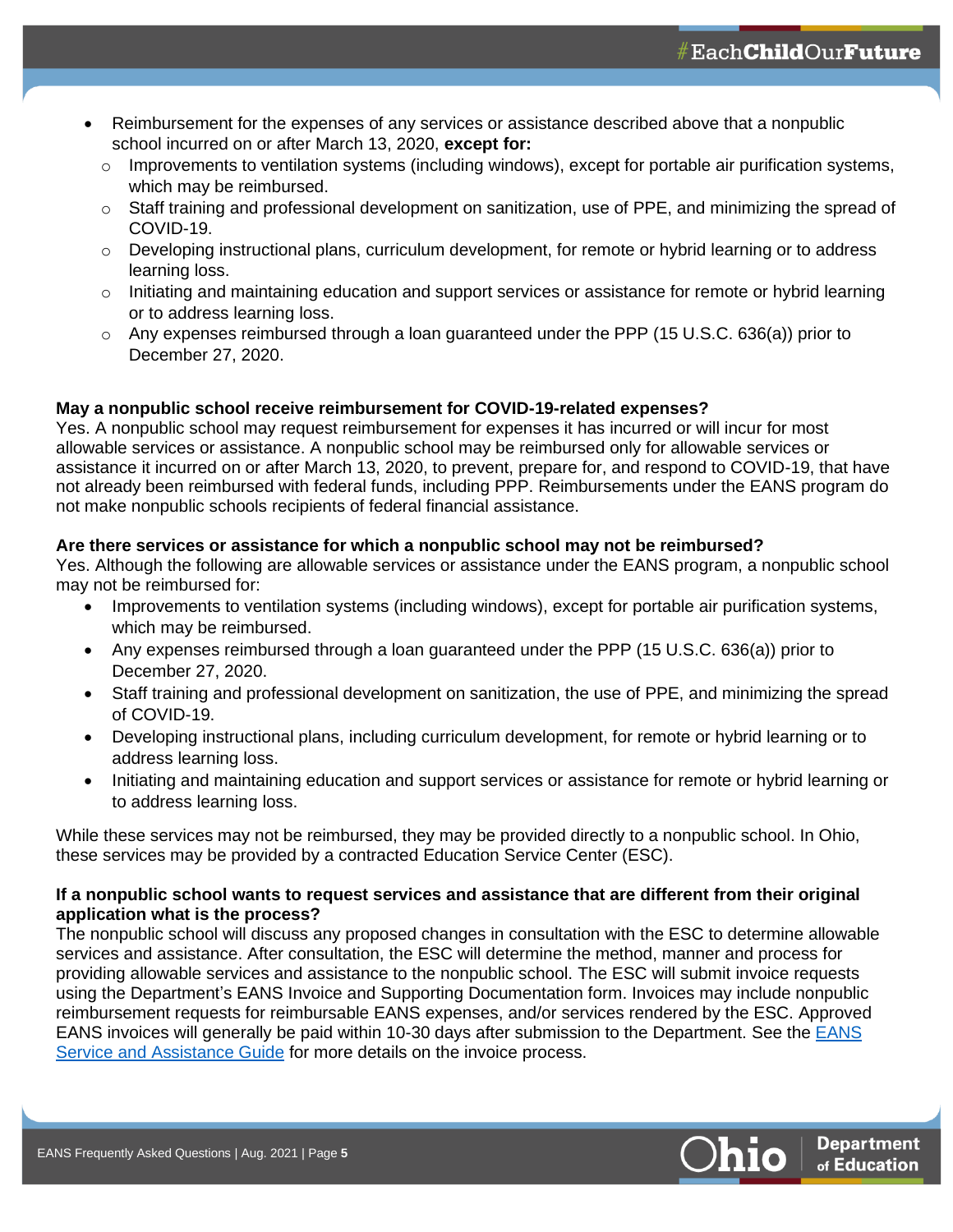- Reimbursement for the expenses of any services or assistance described above that a nonpublic school incurred on or after March 13, 2020, **except for:**
  - Improvements to ventilation systems (including windows), except for portable air purification systems, which may be reimbursed.
  - Staff training and professional development on sanitization, use of PPE, and minimizing the spread of COVID-19.
  - Developing instructional plans, curriculum development, for remote or hybrid learning or to address learning loss.
  - Initiating and maintaining education and support services or assistance for remote or hybrid learning or to address learning loss.
  - Any expenses reimbursed through a loan guaranteed under the PPP (15 U.S.C. 636(a)) prior to December 27, 2020.

**May a nonpublic school receive reimbursement for COVID-19-related expenses?**
Yes. A nonpublic school may request reimbursement for expenses it has incurred or will incur for most allowable services or assistance. A nonpublic school may be reimbursed only for allowable services or assistance it incurred on or after March 13, 2020, to prevent, prepare for, and respond to COVID-19, that have not already been reimbursed with federal funds, including PPP. Reimbursements under the EANS program do not make nonpublic schools recipients of federal financial assistance.

**Are there services or assistance for which a nonpublic school may not be reimbursed?**
Yes. Although the following are allowable services or assistance under the EANS program, a nonpublic school may not be reimbursed for:

- Improvements to ventilation systems (including windows), except for portable air purification systems, which may be reimbursed.
- Any expenses reimbursed through a loan guaranteed under the PPP (15 U.S.C. 636(a)) prior to December 27, 2020.
- Staff training and professional development on sanitization, the use of PPE, and minimizing the spread of COVID-19.
- Developing instructional plans, including curriculum development, for remote or hybrid learning or to address learning loss.
- Initiating and maintaining education and support services or assistance for remote or hybrid learning or to address learning loss.

While these services may not be reimbursed, they may be provided directly to a nonpublic school. In Ohio, these services may be provided by a contracted Education Service Center (ESC).

**If a nonpublic school wants to request services and assistance that are different from their original application what is the process?**
The nonpublic school will discuss any proposed changes in consultation with the ESC to determine allowable services and assistance. After consultation, the ESC will determine the method, manner and process for providing allowable services and assistance to the nonpublic school. The ESC will submit invoice requests using the Department's EANS Invoice and Supporting Documentation form. Invoices may include nonpublic reimbursement requests for reimbursable EANS expenses, and/or services rendered by the ESC. Approved EANS invoices will generally be paid within 10-30 days after submission to the Department. See the EANS Service and Assistance Guide for more details on the invoice process.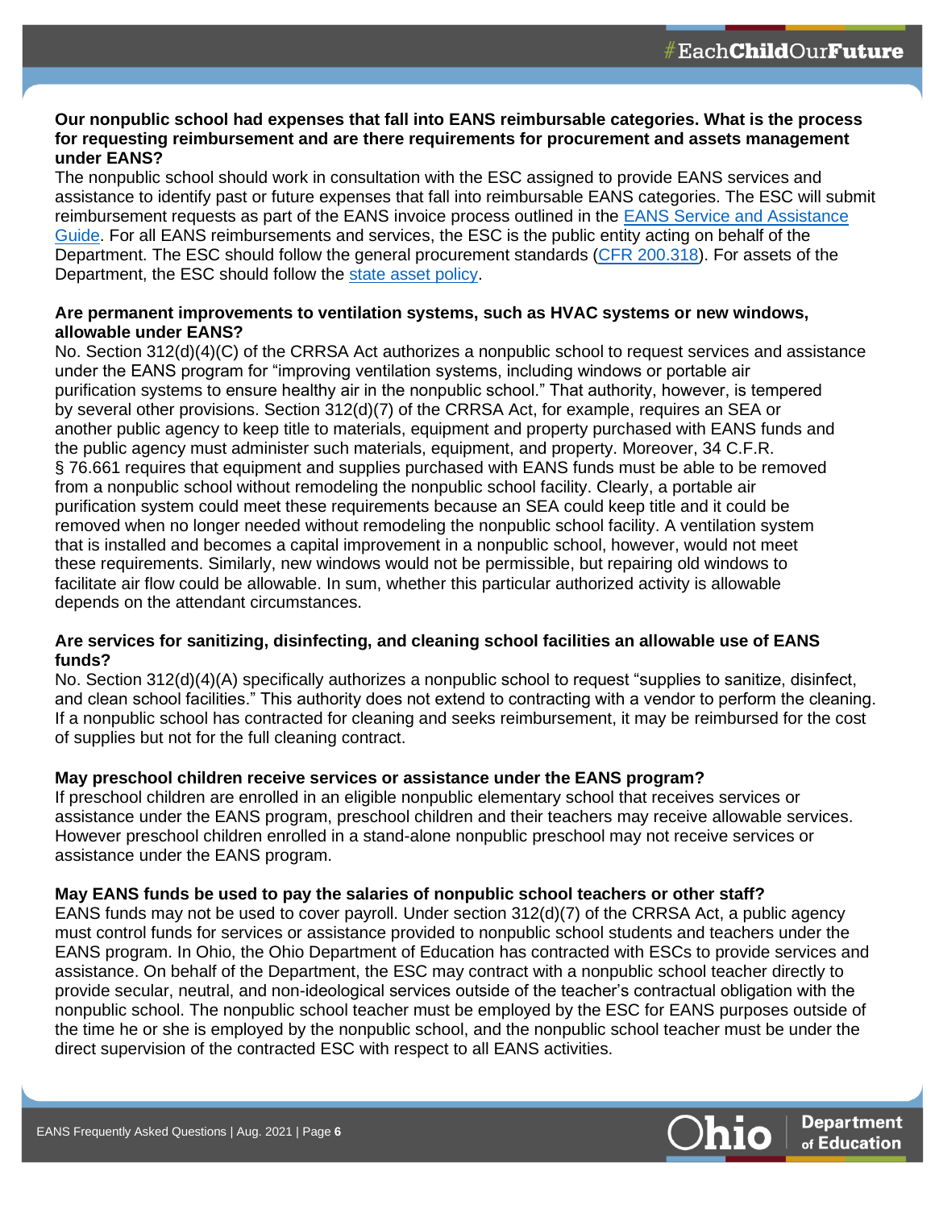**Our nonpublic school had expenses that fall into EANS reimbursable categories. What is the process for requesting reimbursement and are there requirements for procurement and assets management under EANS?**

The nonpublic school should work in consultation with the ESC assigned to provide EANS services and assistance to identify past or future expenses that fall into reimbursable EANS categories. The ESC will submit reimbursement requests as part of the EANS invoice process outlined in the [EANS Service and Assistance Guide](). For all EANS reimbursements and services, the ESC is the public entity acting on behalf of the Department. The ESC should follow the general procurement standards ([CFR 200.318]()). For assets of the Department, the ESC should follow the [state asset policy]().

**Are permanent improvements to ventilation systems, such as HVAC systems or new windows, allowable under EANS?**

No. Section 312(d)(4)(C) of the CRRSA Act authorizes a nonpublic school to request services and assistance under the EANS program for "improving ventilation systems, including windows or portable air purification systems to ensure healthy air in the nonpublic school." That authority, however, is tempered by several other provisions. Section 312(d)(7) of the CRRSA Act, for example, requires an SEA or another public agency to keep title to materials, equipment and property purchased with EANS funds and the public agency must administer such materials, equipment, and property. Moreover, 34 C.F.R. § 76.661 requires that equipment and supplies purchased with EANS funds must be able to be removed from a nonpublic school without remodeling the nonpublic school facility. Clearly, a portable air purification system could meet these requirements because an SEA could keep title and it could be removed when no longer needed without remodeling the nonpublic school facility. A ventilation system that is installed and becomes a capital improvement in a nonpublic school, however, would not meet these requirements. Similarly, new windows would not be permissible, but repairing old windows to facilitate air flow could be allowable. In sum, whether this particular authorized activity is allowable depends on the attendant circumstances.

**Are services for sanitizing, disinfecting, and cleaning school facilities an allowable use of EANS funds?**

No. Section 312(d)(4)(A) specifically authorizes a nonpublic school to request "supplies to sanitize, disinfect, and clean school facilities." This authority does not extend to contracting with a vendor to perform the cleaning. If a nonpublic school has contracted for cleaning and seeks reimbursement, it may be reimbursed for the cost of supplies but not for the full cleaning contract.

**May preschool children receive services or assistance under the EANS program?**

If preschool children are enrolled in an eligible nonpublic elementary school that receives services or assistance under the EANS program, preschool children and their teachers may receive allowable services. However preschool children enrolled in a stand-alone nonpublic preschool may not receive services or assistance under the EANS program.

**May EANS funds be used to pay the salaries of nonpublic school teachers or other staff?**

EANS funds may not be used to cover payroll. Under section 312(d)(7) of the CRRSA Act, a public agency must control funds for services or assistance provided to nonpublic school students and teachers under the EANS program. In Ohio, the Ohio Department of Education has contracted with ESCs to provide services and assistance. On behalf of the Department, the ESC may contract with a nonpublic school teacher directly to provide secular, neutral, and non-ideological services outside of the teacher's contractual obligation with the nonpublic school. The nonpublic school teacher must be employed by the ESC for EANS purposes outside of the time he or she is employed by the nonpublic school, and the nonpublic school teacher must be under the direct supervision of the contracted ESC with respect to all EANS activities.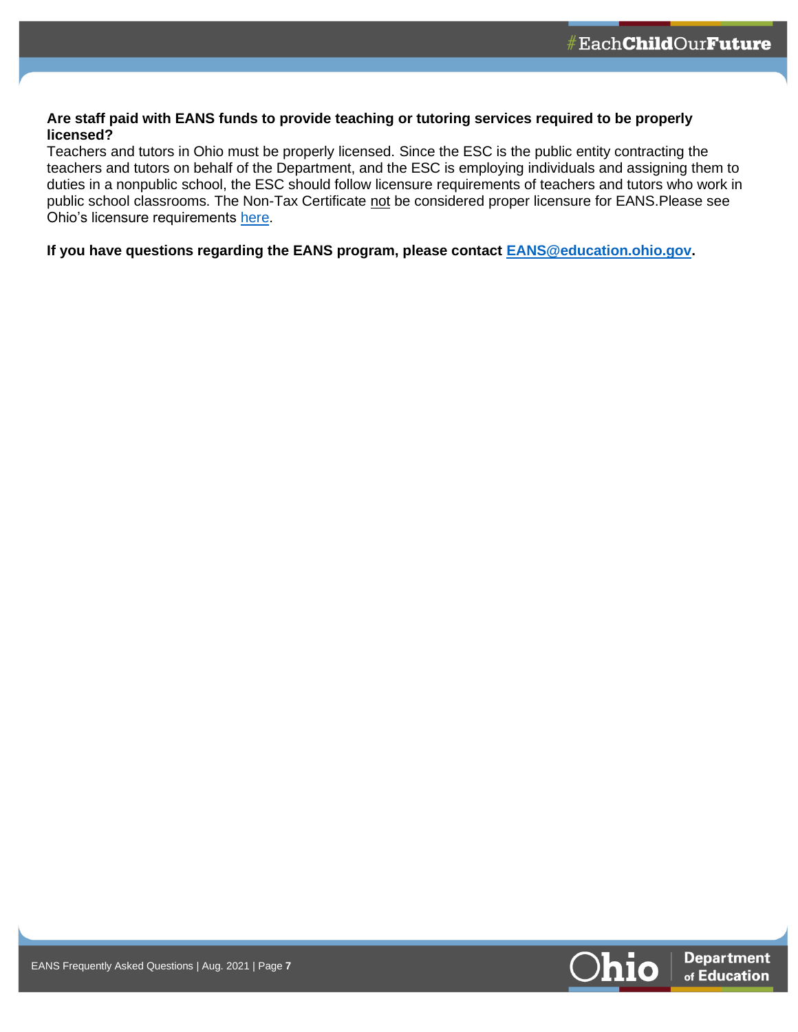**Are staff paid with EANS funds to provide teaching or tutoring services required to be properly licensed?**

Teachers and tutors in Ohio must be properly licensed. Since the ESC is the public entity contracting the teachers and tutors on behalf of the Department, and the ESC is employing individuals and assigning them to duties in a nonpublic school, the ESC should follow licensure requirements of teachers and tutors who work in public school classrooms. The Non-Tax Certificate not be considered proper licensure for EANS.Please see Ohio's licensure requirements [here](#).

**If you have questions regarding the EANS program, please contact [EANS@education.ohio.gov](mailto:EANS@education.ohio.gov).**